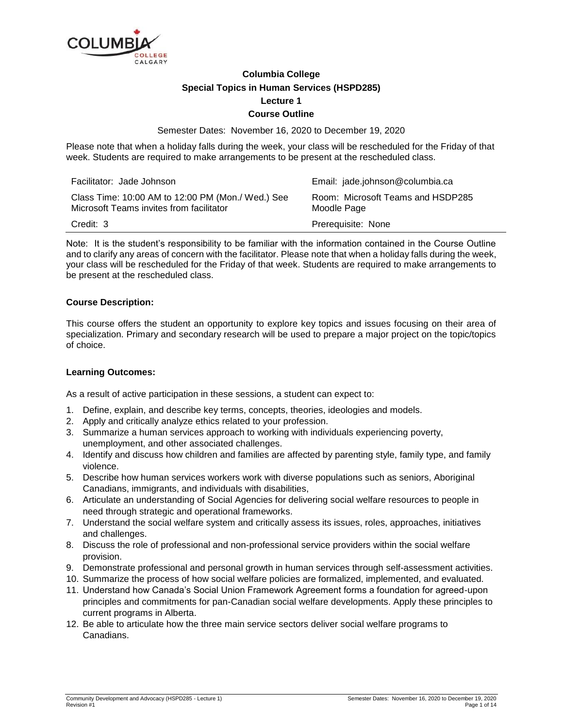**Columbia College**

**Special Topics in Human Services (HSPD285)**

**Lecture 1**

**Course Outline**

Semester Dates: November 16, 2020 to December 19, 2020

Please note that when a holiday falls during the week, your class will be rescheduled for the Friday of that week. Students are required to make arrangements to be present at the rescheduled class.

| | |
|---|---|
| Facilitator: Jade Johnson | Email: jade.johnson@columbia.ca |
| Class Time: 10:00 AM to 12:00 PM (Mon./ Wed.) See Microsoft Teams invites from facilitator | Room: Microsoft Teams and HSDP285 Moodle Page |
| Credit: 3 | Prerequisite: None |

Note: It is the student's responsibility to be familiar with the information contained in the Course Outline and to clarify any areas of concern with the facilitator. Please note that when a holiday falls during the week, your class will be rescheduled for the Friday of that week. Students are required to make arrangements to be present at the rescheduled class.

**Course Description:**

This course offers the student an opportunity to explore key topics and issues focusing on their area of specialization. Primary and secondary research will be used to prepare a major project on the topic/topics of choice.

**Learning Outcomes:**

As a result of active participation in these sessions, a student can expect to:

1. Define, explain, and describe key terms, concepts, theories, ideologies and models.
2. Apply and critically analyze ethics related to your profession.
3. Summarize a human services approach to working with individuals experiencing poverty, unemployment, and other associated challenges.
4. Identify and discuss how children and families are affected by parenting style, family type, and family violence.
5. Describe how human services workers work with diverse populations such as seniors, Aboriginal Canadians, immigrants, and individuals with disabilities,
6. Articulate an understanding of Social Agencies for delivering social welfare resources to people in need through strategic and operational frameworks.
7. Understand the social welfare system and critically assess its issues, roles, approaches, initiatives and challenges.
8. Discuss the role of professional and non-professional service providers within the social welfare provision.
9. Demonstrate professional and personal growth in human services through self-assessment activities.
10. Summarize the process of how social welfare policies are formalized, implemented, and evaluated.
11. Understand how Canada's Social Union Framework Agreement forms a foundation for agreed-upon principles and commitments for pan-Canadian social welfare developments. Apply these principles to current programs in Alberta.
12. Be able to articulate how the three main service sectors deliver social welfare programs to Canadians.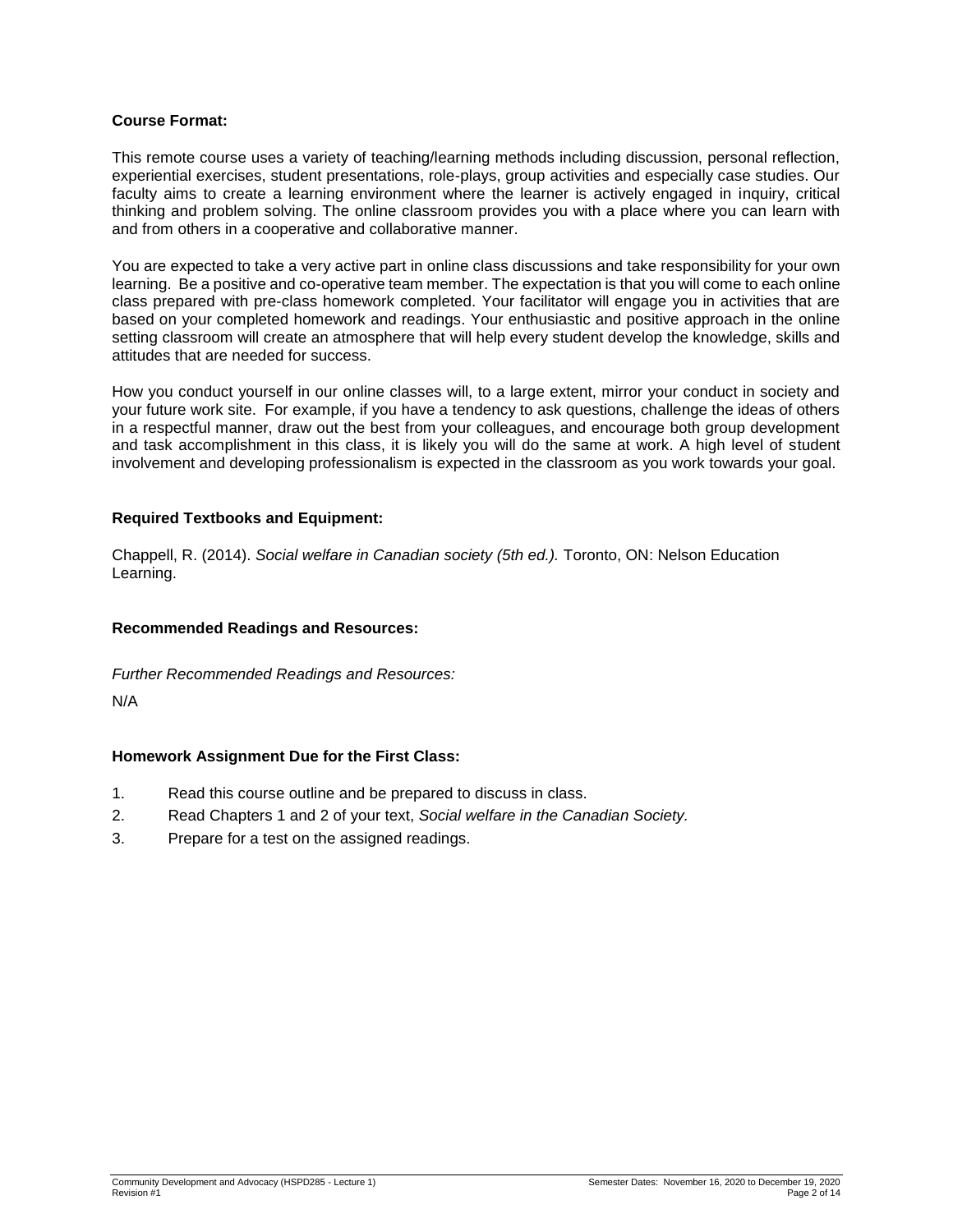**Course Format:**

This remote course uses a variety of teaching/learning methods including discussion, personal reflection, experiential exercises, student presentations, role-plays, group activities and especially case studies. Our faculty aims to create a learning environment where the learner is actively engaged in inquiry, critical thinking and problem solving. The online classroom provides you with a place where you can learn with and from others in a cooperative and collaborative manner.

You are expected to take a very active part in online class discussions and take responsibility for your own learning. Be a positive and co-operative team member. The expectation is that you will come to each online class prepared with pre-class homework completed. Your facilitator will engage you in activities that are based on your completed homework and readings. Your enthusiastic and positive approach in the online setting classroom will create an atmosphere that will help every student develop the knowledge, skills and attitudes that are needed for success.

How you conduct yourself in our online classes will, to a large extent, mirror your conduct in society and your future work site. For example, if you have a tendency to ask questions, challenge the ideas of others in a respectful manner, draw out the best from your colleagues, and encourage both group development and task accomplishment in this class, it is likely you will do the same at work. A high level of student involvement and developing professionalism is expected in the classroom as you work towards your goal.

**Required Textbooks and Equipment:**

Chappell, R. (2014). *Social welfare in Canadian society (5th ed.).* Toronto, ON: Nelson Education Learning.

**Recommended Readings and Resources:**

*Further Recommended Readings and Resources:*

N/A

**Homework Assignment Due for the First Class:**

1. Read this course outline and be prepared to discuss in class.
2. Read Chapters 1 and 2 of your text, *Social welfare in the Canadian Society.*
3. Prepare for a test on the assigned readings.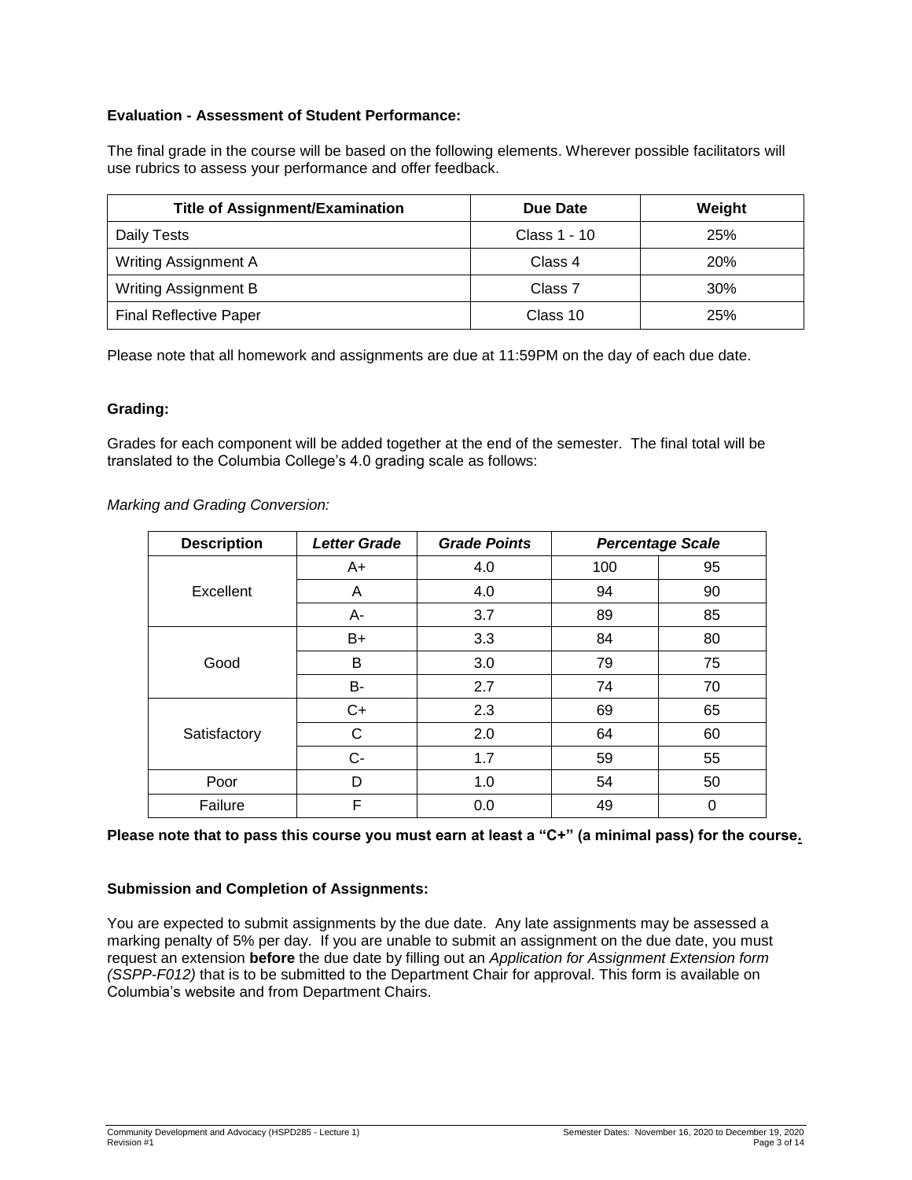**Evaluation - Assessment of Student Performance:**

The final grade in the course will be based on the following elements. Wherever possible facilitators will use rubrics to assess your performance and offer feedback.

| Title of Assignment/Examination | Due Date | Weight |
|---|---|---|
| Daily Tests | Class 1 - 10 | 25% |
| Writing Assignment A | Class 4 | 20% |
| Writing Assignment B | Class 7 | 30% |
| Final Reflective Paper | Class 10 | 25% |

Please note that all homework and assignments are due at 11:59PM on the day of each due date.

**Grading:**

Grades for each component will be added together at the end of the semester. The final total will be translated to the Columbia College's 4.0 grading scale as follows:

*Marking and Grading Conversion:*

| Description | *Letter Grade* | *Grade Points* | *Percentage Scale* | |
|---|---|---|---|---|
| Excellent | A+ | 4.0 | 100 | 95 |
| | A | 4.0 | 94 | 90 |
| | A- | 3.7 | 89 | 85 |
| Good | B+ | 3.3 | 84 | 80 |
| | B | 3.0 | 79 | 75 |
| | B- | 2.7 | 74 | 70 |
| Satisfactory | C+ | 2.3 | 69 | 65 |
| | C | 2.0 | 64 | 60 |
| | C- | 1.7 | 59 | 55 |
| Poor | D | 1.0 | 54 | 50 |
| Failure | F | 0.0 | 49 | 0 |

**Please note that to pass this course you must earn at least a "C+" (a minimal pass) for the course.**

**Submission and Completion of Assignments:**

You are expected to submit assignments by the due date. Any late assignments may be assessed a marking penalty of 5% per day. If you are unable to submit an assignment on the due date, you must request an extension **before** the due date by filling out an *Application for Assignment Extension form (SSPP-F012)* that is to be submitted to the Department Chair for approval. This form is available on Columbia's website and from Department Chairs.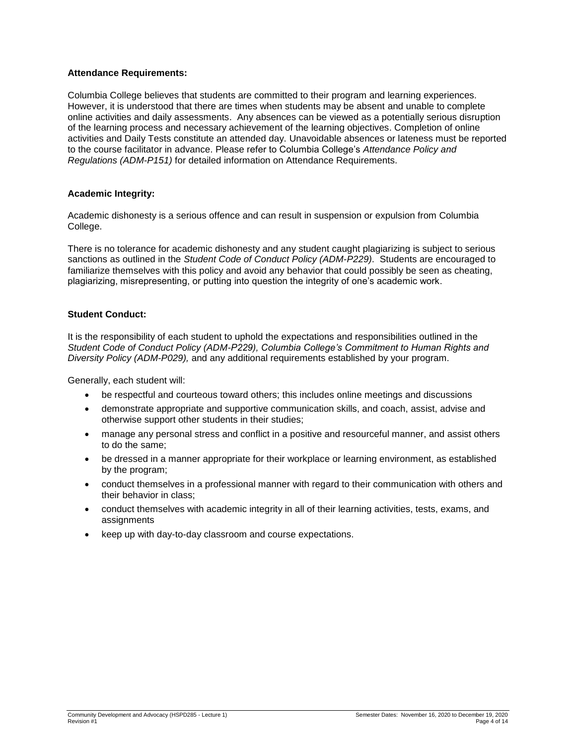**Attendance Requirements:**

Columbia College believes that students are committed to their program and learning experiences. However, it is understood that there are times when students may be absent and unable to complete online activities and daily assessments. Any absences can be viewed as a potentially serious disruption of the learning process and necessary achievement of the learning objectives. Completion of online activities and Daily Tests constitute an attended day. Unavoidable absences or lateness must be reported to the course facilitator in advance. Please refer to Columbia College's *Attendance Policy and Regulations (ADM-P151)* for detailed information on Attendance Requirements.

**Academic Integrity:**

Academic dishonesty is a serious offence and can result in suspension or expulsion from Columbia College.

There is no tolerance for academic dishonesty and any student caught plagiarizing is subject to serious sanctions as outlined in the *Student Code of Conduct Policy (ADM-P229)*. Students are encouraged to familiarize themselves with this policy and avoid any behavior that could possibly be seen as cheating, plagiarizing, misrepresenting, or putting into question the integrity of one's academic work.

**Student Conduct:**

It is the responsibility of each student to uphold the expectations and responsibilities outlined in the *Student Code of Conduct Policy (ADM-P229), Columbia College's Commitment to Human Rights and Diversity Policy (ADM-P029),* and any additional requirements established by your program.

Generally, each student will:

- be respectful and courteous toward others; this includes online meetings and discussions
- demonstrate appropriate and supportive communication skills, and coach, assist, advise and otherwise support other students in their studies;
- manage any personal stress and conflict in a positive and resourceful manner, and assist others to do the same;
- be dressed in a manner appropriate for their workplace or learning environment, as established by the program;
- conduct themselves in a professional manner with regard to their communication with others and their behavior in class;
- conduct themselves with academic integrity in all of their learning activities, tests, exams, and assignments
- keep up with day-to-day classroom and course expectations.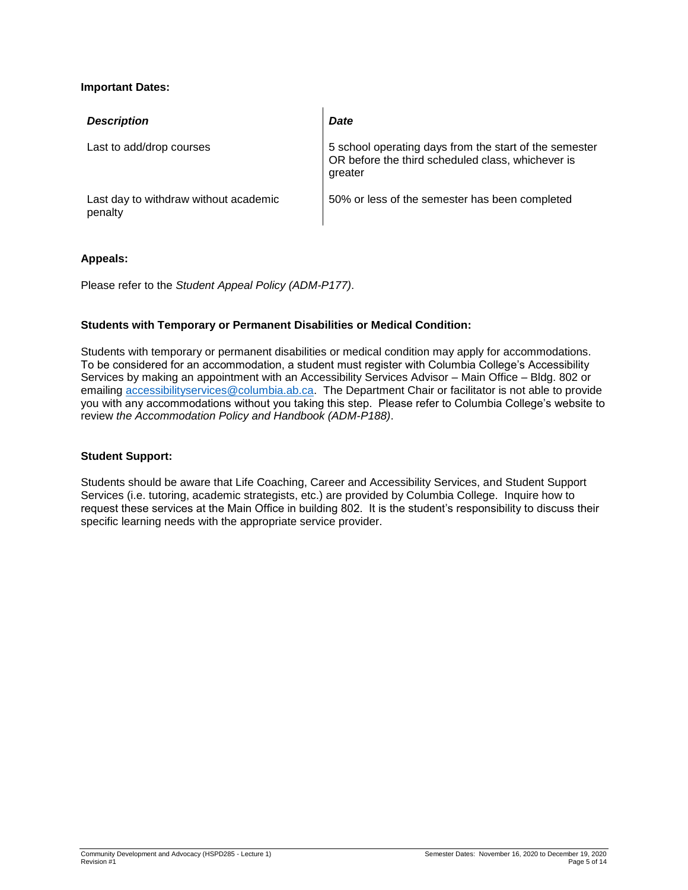**Important Dates:**

| *Description* | *Date* |
| --- | --- |
| Last to add/drop courses | 5 school operating days from the start of the semester OR before the third scheduled class, whichever is greater |
| Last day to withdraw without academic penalty | 50% or less of the semester has been completed |

**Appeals:**

Please refer to the *Student Appeal Policy (ADM-P177)*.

**Students with Temporary or Permanent Disabilities or Medical Condition:**

Students with temporary or permanent disabilities or medical condition may apply for accommodations. To be considered for an accommodation, a student must register with Columbia College's Accessibility Services by making an appointment with an Accessibility Services Advisor – Main Office – Bldg. 802 or emailing [accessibilityservices@columbia.ab.ca](mailto:accessibilityservices@columbia.ab.ca). The Department Chair or facilitator is not able to provide you with any accommodations without you taking this step. Please refer to Columbia College's website to review *the Accommodation Policy and Handbook (ADM-P188)*.

**Student Support:**

Students should be aware that Life Coaching, Career and Accessibility Services, and Student Support Services (i.e. tutoring, academic strategists, etc.) are provided by Columbia College. Inquire how to request these services at the Main Office in building 802. It is the student's responsibility to discuss their specific learning needs with the appropriate service provider.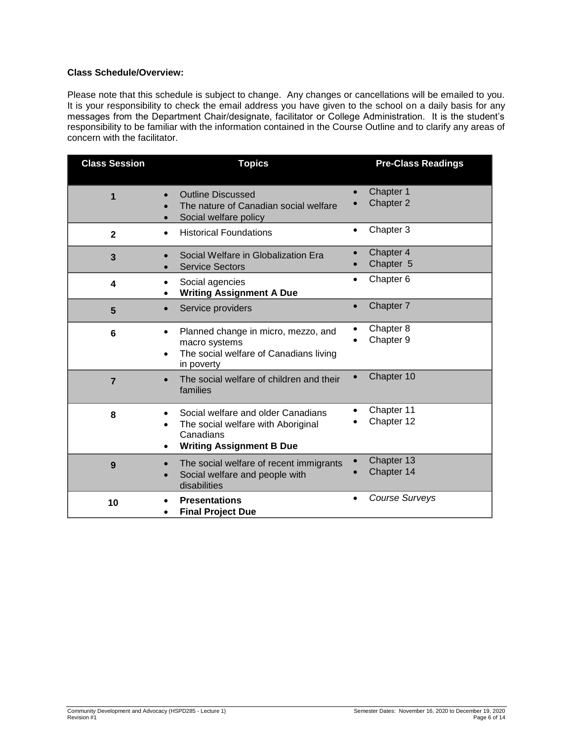**Class Schedule/Overview:**

Please note that this schedule is subject to change. Any changes or cancellations will be emailed to you. It is your responsibility to check the email address you have given to the school on a daily basis for any messages from the Department Chair/designate, facilitator or College Administration. It is the student's responsibility to be familiar with the information contained in the Course Outline and to clarify any areas of concern with the facilitator.

| Class Session | Topics | Pre-Class Readings |
|---|---|---|
| **1** | • Outline Discussed<br>• The nature of Canadian social welfare<br>• Social welfare policy | • Chapter 1<br>• Chapter 2 |
| **2** | • Historical Foundations | • Chapter 3 |
| **3** | • Social Welfare in Globalization Era<br>• Service Sectors | • Chapter 4<br>• Chapter 5 |
| **4** | • Social agencies<br>• **Writing Assignment A Due** | • Chapter 6 |
| **5** | • Service providers | • Chapter 7 |
| **6** | • Planned change in micro, mezzo, and macro systems<br>• The social welfare of Canadians living in poverty | • Chapter 8<br>• Chapter 9 |
| **7** | • The social welfare of children and their families | • Chapter 10 |
| **8** | • Social welfare and older Canadians<br>• The social welfare with Aboriginal Canadians<br>• **Writing Assignment B Due** | • Chapter 11<br>• Chapter 12 |
| **9** | • The social welfare of recent immigrants<br>• Social welfare and people with disabilities | • Chapter 13<br>• Chapter 14 |
| **10** | • **Presentations**<br>• **Final Project Due** | • *Course Surveys* |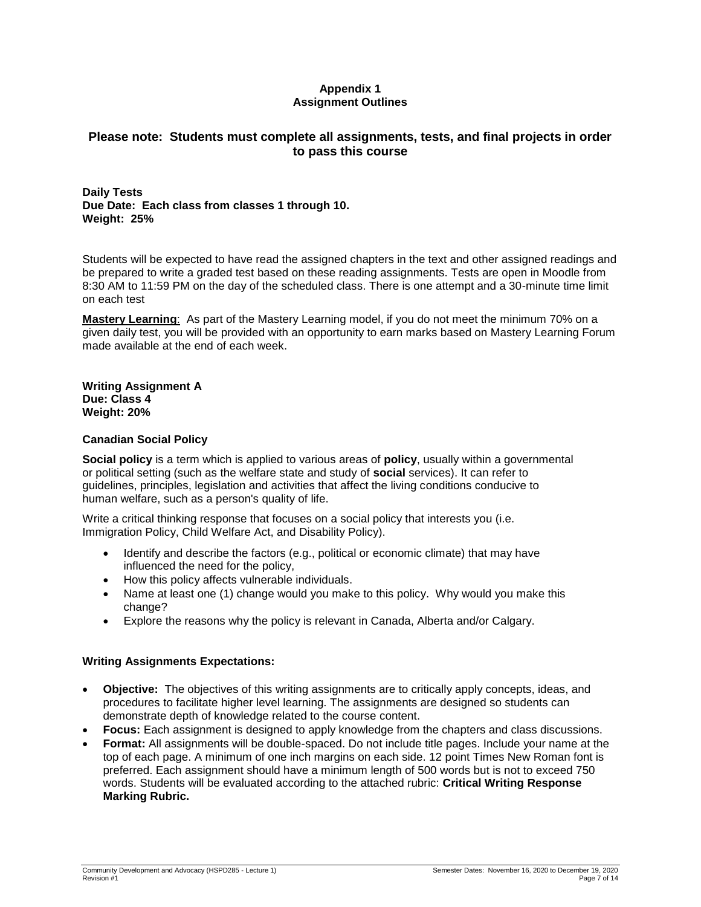## Appendix 1
## Assignment Outlines

## Please note: Students must complete all assignments, tests, and final projects in order to pass this course

**Daily Tests**
**Due Date: Each class from classes 1 through 10.**
**Weight: 25%**

Students will be expected to have read the assigned chapters in the text and other assigned readings and be prepared to write a graded test based on these reading assignments. Tests are open in Moodle from 8:30 AM to 11:59 PM on the day of the scheduled class. There is one attempt and a 30-minute time limit on each test

**Mastery Learning**: As part of the Mastery Learning model, if you do not meet the minimum 70% on a given daily test, you will be provided with an opportunity to earn marks based on Mastery Learning Forum made available at the end of each week.

**Writing Assignment A**
**Due: Class 4**
**Weight: 20%**

### Canadian Social Policy

**Social policy** is a term which is applied to various areas of **policy**, usually within a governmental or political setting (such as the welfare state and study of **social** services). It can refer to guidelines, principles, legislation and activities that affect the living conditions conducive to human welfare, such as a person's quality of life.

Write a critical thinking response that focuses on a social policy that interests you (i.e. Immigration Policy, Child Welfare Act, and Disability Policy).

- Identify and describe the factors (e.g., political or economic climate) that may have influenced the need for the policy,
- How this policy affects vulnerable individuals.
- Name at least one (1) change would you make to this policy. Why would you make this change?
- Explore the reasons why the policy is relevant in Canada, Alberta and/or Calgary.

### Writing Assignments Expectations:

- **Objective:** The objectives of this writing assignments are to critically apply concepts, ideas, and procedures to facilitate higher level learning. The assignments are designed so students can demonstrate depth of knowledge related to the course content.
- **Focus:** Each assignment is designed to apply knowledge from the chapters and class discussions.
- **Format:** All assignments will be double-spaced. Do not include title pages. Include your name at the top of each page. A minimum of one inch margins on each side. 12 point Times New Roman font is preferred. Each assignment should have a minimum length of 500 words but is not to exceed 750 words. Students will be evaluated according to the attached rubric: **Critical Writing Response Marking Rubric.**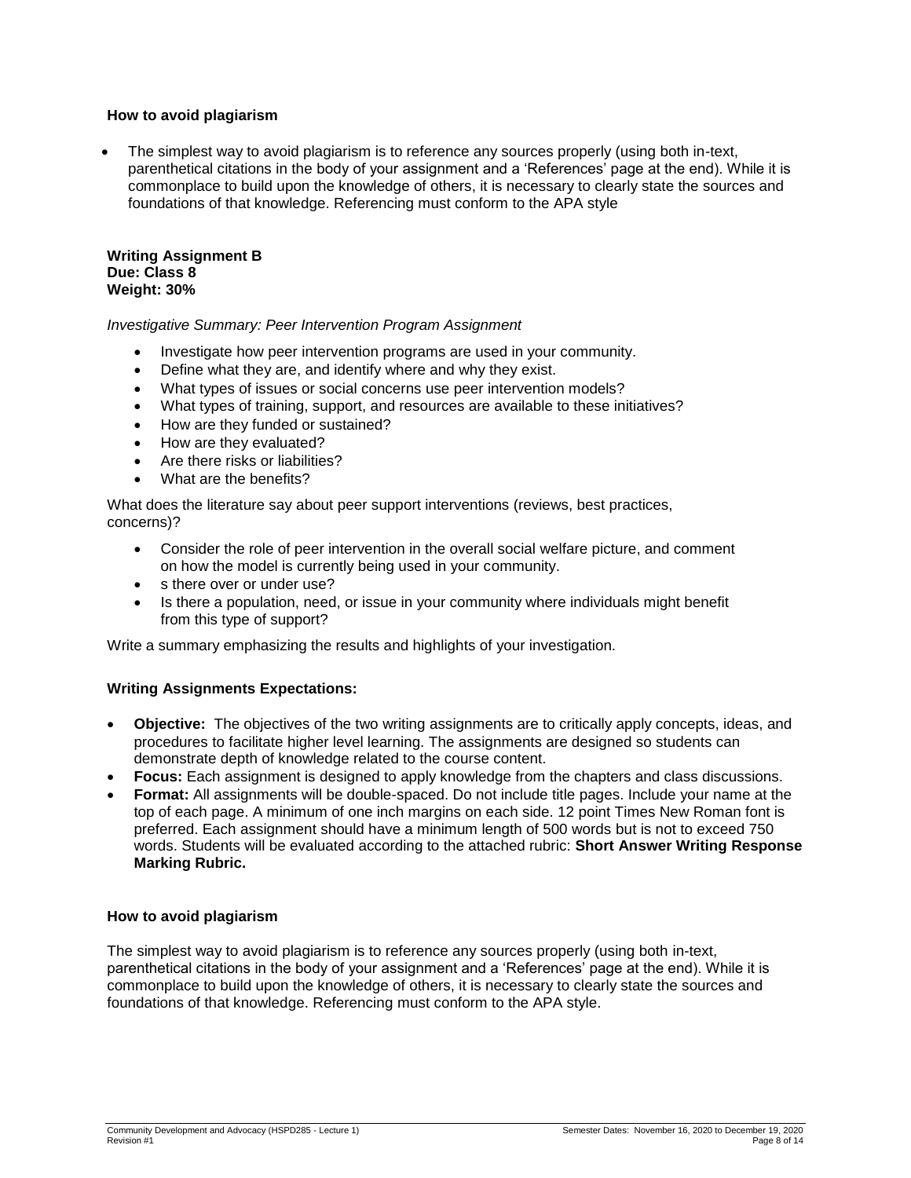### How to avoid plagiarism

- The simplest way to avoid plagiarism is to reference any sources properly (using both in-text, parenthetical citations in the body of your assignment and a 'References' page at the end). While it is commonplace to build upon the knowledge of others, it is necessary to clearly state the sources and foundations of that knowledge. Referencing must conform to the APA style

**Writing Assignment B**
**Due: Class 8**
**Weight: 30%**

*Investigative Summary: Peer Intervention Program Assignment*

- Investigate how peer intervention programs are used in your community.
- Define what they are, and identify where and why they exist.
- What types of issues or social concerns use peer intervention models?
- What types of training, support, and resources are available to these initiatives?
- How are they funded or sustained?
- How are they evaluated?
- Are there risks or liabilities?
- What are the benefits?

What does the literature say about peer support interventions (reviews, best practices, concerns)?

- Consider the role of peer intervention in the overall social welfare picture, and comment on how the model is currently being used in your community.
- s there over or under use?
- Is there a population, need, or issue in your community where individuals might benefit from this type of support?

Write a summary emphasizing the results and highlights of your investigation.

### Writing Assignments Expectations:

- **Objective:** The objectives of the two writing assignments are to critically apply concepts, ideas, and procedures to facilitate higher level learning. The assignments are designed so students can demonstrate depth of knowledge related to the course content.
- **Focus:** Each assignment is designed to apply knowledge from the chapters and class discussions.
- **Format:** All assignments will be double-spaced. Do not include title pages. Include your name at the top of each page. A minimum of one inch margins on each side. 12 point Times New Roman font is preferred. Each assignment should have a minimum length of 500 words but is not to exceed 750 words. Students will be evaluated according to the attached rubric: **Short Answer Writing Response Marking Rubric.**

### How to avoid plagiarism

The simplest way to avoid plagiarism is to reference any sources properly (using both in-text, parenthetical citations in the body of your assignment and a 'References' page at the end). While it is commonplace to build upon the knowledge of others, it is necessary to clearly state the sources and foundations of that knowledge. Referencing must conform to the APA style.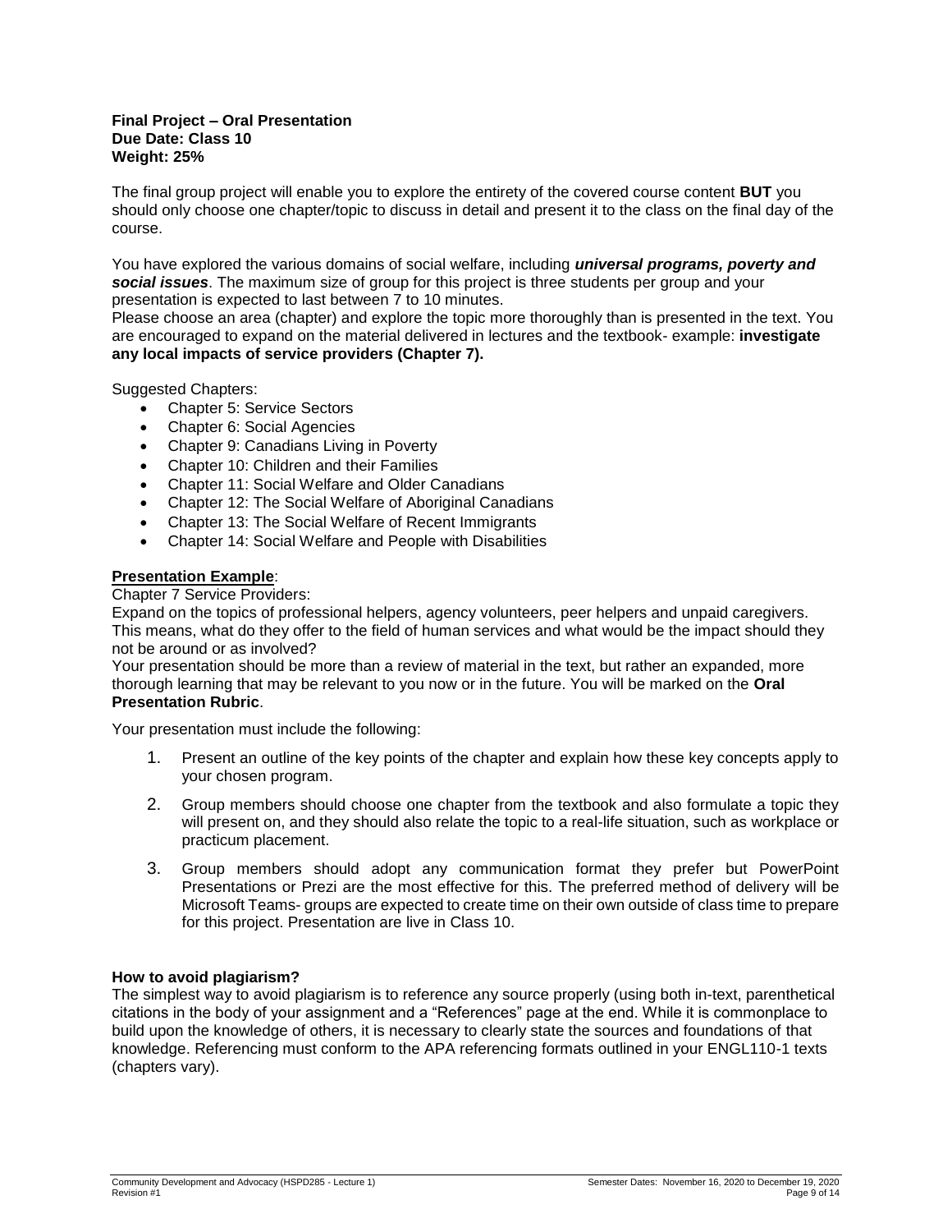**Final Project – Oral Presentation**
**Due Date: Class 10**
**Weight: 25%**

The final group project will enable you to explore the entirety of the covered course content **BUT** you should only choose one chapter/topic to discuss in detail and present it to the class on the final day of the course.

You have explored the various domains of social welfare, including ***universal programs, poverty and social issues***. The maximum size of group for this project is three students per group and your presentation is expected to last between 7 to 10 minutes.
Please choose an area (chapter) and explore the topic more thoroughly than is presented in the text. You are encouraged to expand on the material delivered in lectures and the textbook- example: **investigate any local impacts of service providers (Chapter 7).**

Suggested Chapters:

- Chapter 5: Service Sectors
- Chapter 6: Social Agencies
- Chapter 9: Canadians Living in Poverty
- Chapter 10: Children and their Families
- Chapter 11: Social Welfare and Older Canadians
- Chapter 12: The Social Welfare of Aboriginal Canadians
- Chapter 13: The Social Welfare of Recent Immigrants
- Chapter 14: Social Welfare and People with Disabilities

**Presentation Example**:
Chapter 7 Service Providers:
Expand on the topics of professional helpers, agency volunteers, peer helpers and unpaid caregivers. This means, what do they offer to the field of human services and what would be the impact should they not be around or as involved?
Your presentation should be more than a review of material in the text, but rather an expanded, more thorough learning that may be relevant to you now or in the future. You will be marked on the **Oral Presentation Rubric**.

Your presentation must include the following:

1. Present an outline of the key points of the chapter and explain how these key concepts apply to your chosen program.
2. Group members should choose one chapter from the textbook and also formulate a topic they will present on, and they should also relate the topic to a real-life situation, such as workplace or practicum placement.
3. Group members should adopt any communication format they prefer but PowerPoint Presentations or Prezi are the most effective for this. The preferred method of delivery will be Microsoft Teams- groups are expected to create time on their own outside of class time to prepare for this project. Presentation are live in Class 10.

**How to avoid plagiarism?**
The simplest way to avoid plagiarism is to reference any source properly (using both in-text, parenthetical citations in the body of your assignment and a "References" page at the end. While it is commonplace to build upon the knowledge of others, it is necessary to clearly state the sources and foundations of that knowledge. Referencing must conform to the APA referencing formats outlined in your ENGL110-1 texts (chapters vary).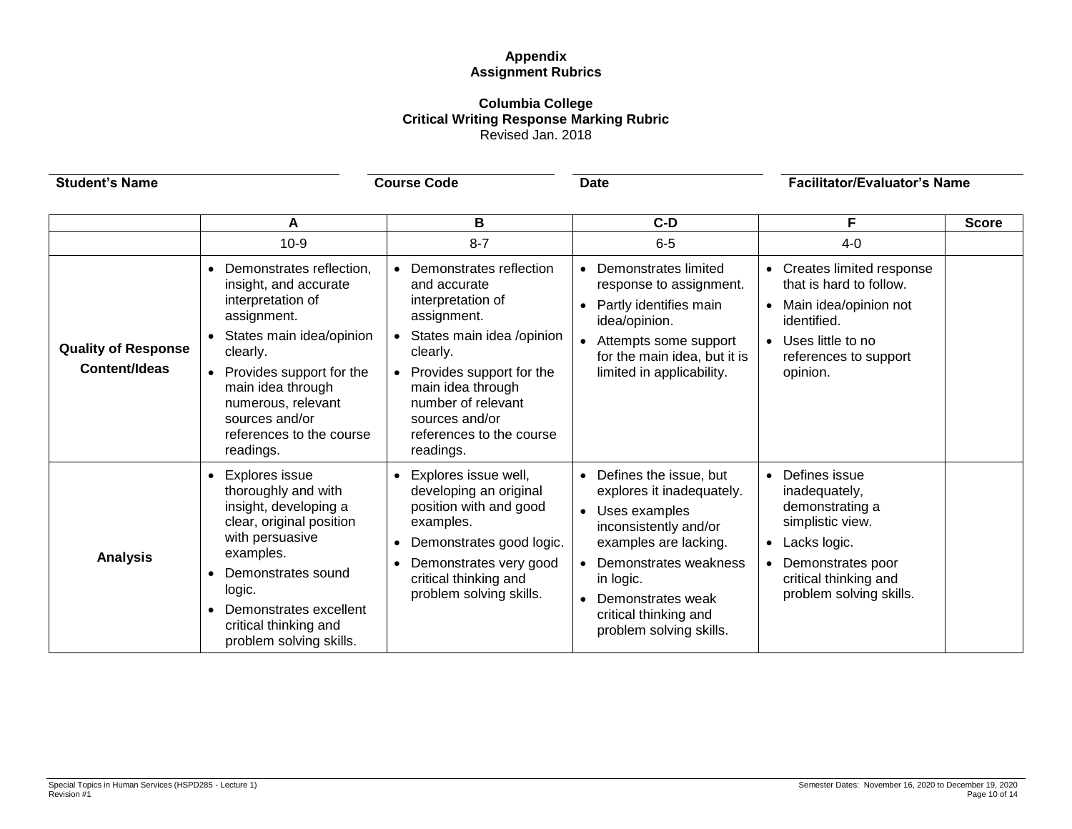# Appendix
# Assignment Rubrics

## Columbia College
## Critical Writing Response Marking Rubric

Revised Jan. 2018

**Student's Name** ____________ **Course Code** ____________ **Date** ____________ **Facilitator/Evaluator's Name** ____________

| | A | B | C-D | F | Score |
|---|---|---|---|---|---|
| | 10-9 | 8-7 | 6-5 | 4-0 | |
| **Quality of Response Content/Ideas** | • Demonstrates reflection, insight, and accurate interpretation of assignment.<br>• States main idea/opinion clearly.<br>• Provides support for the main idea through numerous, relevant sources and/or references to the course readings. | • Demonstrates reflection and accurate interpretation of assignment.<br>• States main idea /opinion clearly.<br>• Provides support for the main idea through number of relevant sources and/or references to the course readings. | • Demonstrates limited response to assignment.<br>• Partly identifies main idea/opinion.<br>• Attempts some support for the main idea, but it is limited in applicability. | • Creates limited response that is hard to follow.<br>• Main idea/opinion not identified.<br>• Uses little to no references to support opinion. | |
| **Analysis** | • Explores issue thoroughly and with insight, developing a clear, original position with persuasive examples.<br>• Demonstrates sound logic.<br>• Demonstrates excellent critical thinking and problem solving skills. | • Explores issue well, developing an original position with and good examples.<br>• Demonstrates good logic.<br>• Demonstrates very good critical thinking and problem solving skills. | • Defines the issue, but explores it inadequately.<br>• Uses examples inconsistently and/or examples are lacking.<br>• Demonstrates weakness in logic.<br>• Demonstrates weak critical thinking and problem solving skills. | • Defines issue inadequately, demonstrating a simplistic view.<br>• Lacks logic.<br>• Demonstrates poor critical thinking and problem solving skills. | |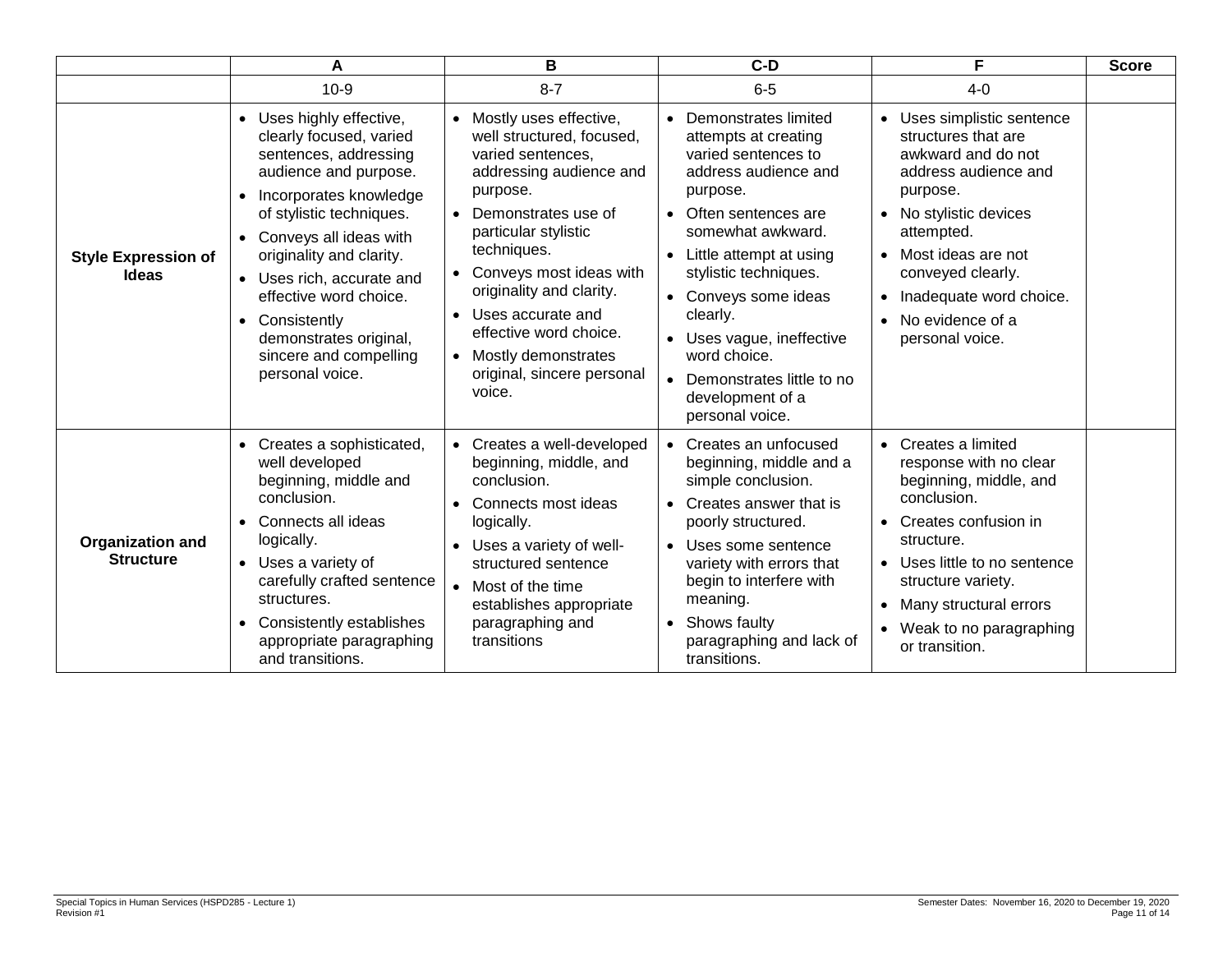| | A | B | C-D | F | Score |
|---|---|---|---|---|---|
| | 10-9 | 8-7 | 6-5 | 4-0 | |
| **Style Expression of Ideas** | • Uses highly effective, clearly focused, varied sentences, addressing audience and purpose.<br>• Incorporates knowledge of stylistic techniques.<br>• Conveys all ideas with originality and clarity.<br>• Uses rich, accurate and effective word choice.<br>• Consistently demonstrates original, sincere and compelling personal voice. | • Mostly uses effective, well structured, focused, varied sentences, addressing audience and purpose.<br>• Demonstrates use of particular stylistic techniques.<br>• Conveys most ideas with originality and clarity.<br>• Uses accurate and effective word choice.<br>• Mostly demonstrates original, sincere personal voice. | • Demonstrates limited attempts at creating varied sentences to address audience and purpose.<br>• Often sentences are somewhat awkward.<br>• Little attempt at using stylistic techniques.<br>• Conveys some ideas clearly.<br>• Uses vague, ineffective word choice.<br>• Demonstrates little to no development of a personal voice. | • Uses simplistic sentence structures that are awkward and do not address audience and purpose.<br>• No stylistic devices attempted.<br>• Most ideas are not conveyed clearly.<br>• Inadequate word choice.<br>• No evidence of a personal voice. | |
| **Organization and Structure** | • Creates a sophisticated, well developed beginning, middle and conclusion.<br>• Connects all ideas logically.<br>• Uses a variety of carefully crafted sentence structures.<br>• Consistently establishes appropriate paragraphing and transitions. | • Creates a well-developed beginning, middle, and conclusion.<br>• Connects most ideas logically.<br>• Uses a variety of well-structured sentence<br>• Most of the time establishes appropriate paragraphing and transitions | • Creates an unfocused beginning, middle and a simple conclusion.<br>• Creates answer that is poorly structured.<br>• Uses some sentence variety with errors that begin to interfere with meaning.<br>• Shows faulty paragraphing and lack of transitions. | • Creates a limited response with no clear beginning, middle, and conclusion.<br>• Creates confusion in structure.<br>• Uses little to no sentence structure variety.<br>• Many structural errors<br>• Weak to no paragraphing or transition. | |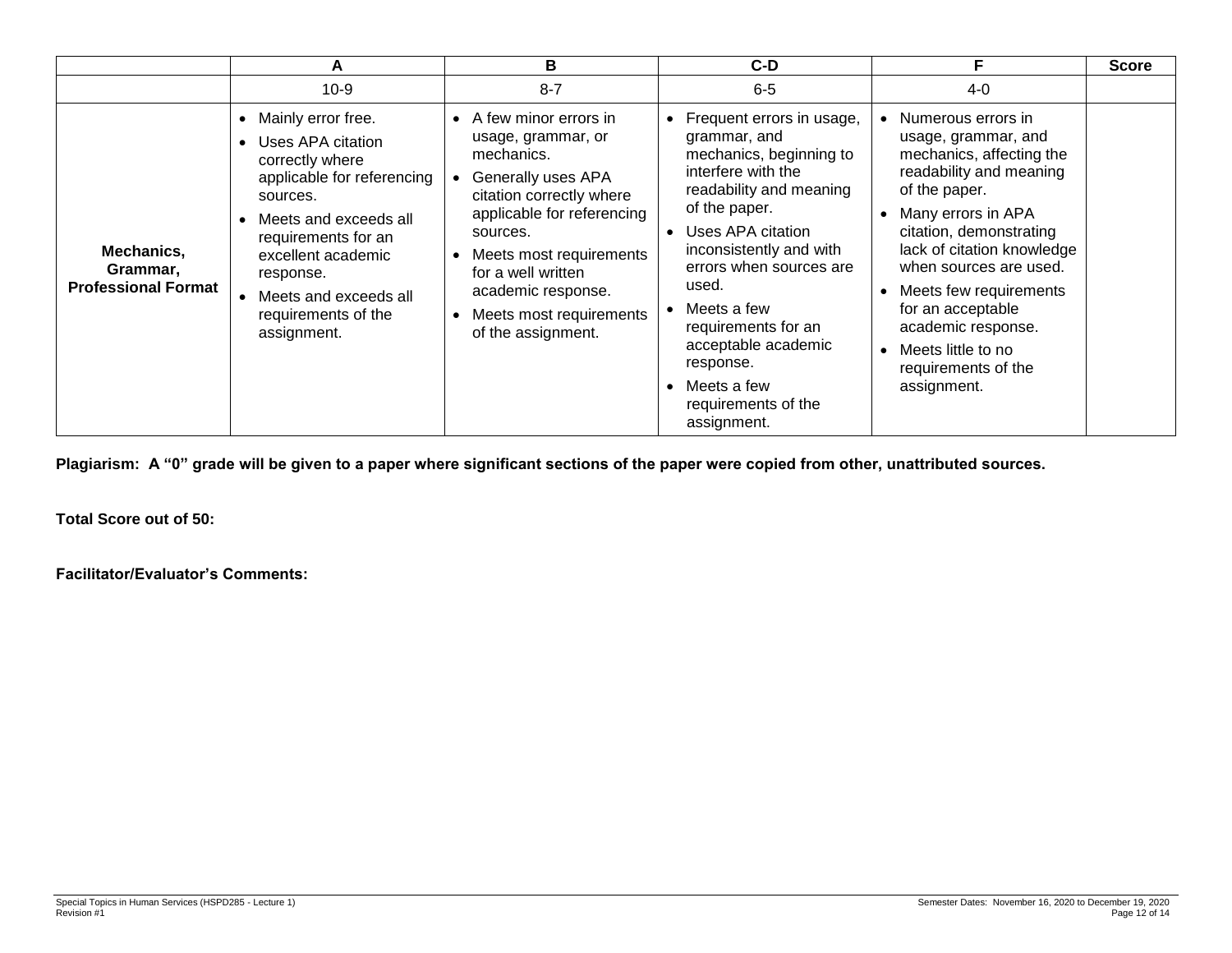| | A | B | C-D | F | Score |
|---|---|---|---|---|---|
| | 10-9 | 8-7 | 6-5 | 4-0 | |
| **Mechanics, Grammar, Professional Format** | • Mainly error free.<br>• Uses APA citation correctly where applicable for referencing sources.<br>• Meets and exceeds all requirements for an excellent academic response.<br>• Meets and exceeds all requirements of the assignment. | • A few minor errors in usage, grammar, or mechanics.<br>• Generally uses APA citation correctly where applicable for referencing sources.<br>• Meets most requirements for a well written academic response.<br>• Meets most requirements of the assignment. | • Frequent errors in usage, grammar, and mechanics, beginning to interfere with the readability and meaning of the paper.<br>• Uses APA citation inconsistently and with errors when sources are used.<br>• Meets a few requirements for an acceptable academic response.<br>• Meets a few requirements of the assignment. | • Numerous errors in usage, grammar, and mechanics, affecting the readability and meaning of the paper.<br>• Many errors in APA citation, demonstrating lack of citation knowledge when sources are used.<br>• Meets few requirements for an acceptable academic response.<br>• Meets little to no requirements of the assignment. | |

**Plagiarism: A "0" grade will be given to a paper where significant sections of the paper were copied from other, unattributed sources.**

**Total Score out of 50:**

**Facilitator/Evaluator's Comments:**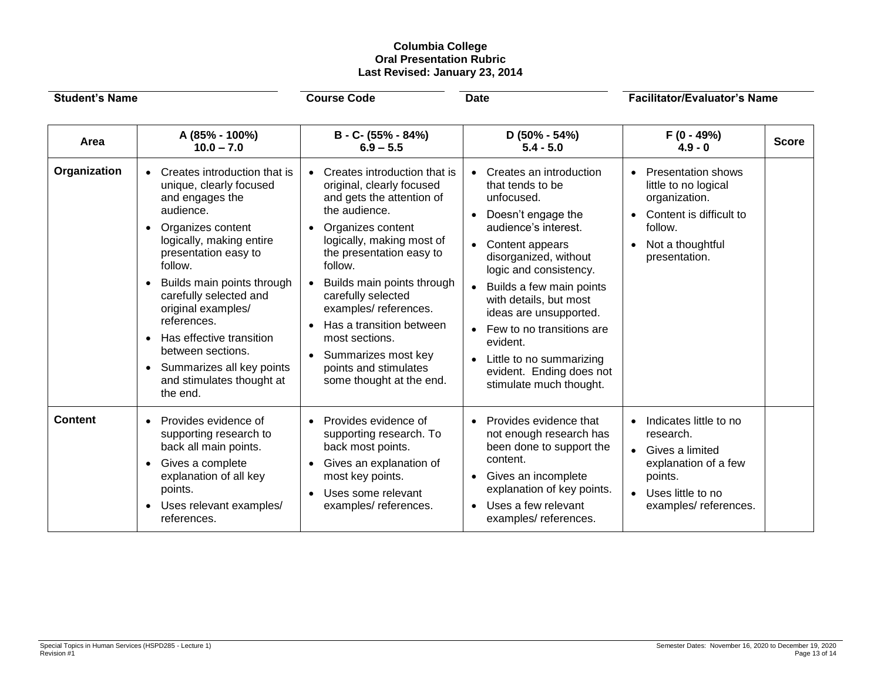**Columbia College**
**Oral Presentation Rubric**
**Last Revised: January 23, 2014**

**Student's Name** __________ **Course Code** __________ **Date** __________ **Facilitator/Evaluator's Name** __________

| Area | A (85% - 100%) 10.0 – 7.0 | B - C- (55% - 84%) 6.9 – 5.5 | D (50% - 54%) 5.4 - 5.0 | F (0 - 49%) 4.9 - 0 | Score |
|---|---|---|---|---|---|
| **Organization** | • Creates introduction that is unique, clearly focused and engages the audience.<br>• Organizes content logically, making entire presentation easy to follow.<br>• Builds main points through carefully selected and original examples/ references.<br>• Has effective transition between sections.<br>• Summarizes all key points and stimulates thought at the end. | • Creates introduction that is original, clearly focused and gets the attention of the audience.<br>• Organizes content logically, making most of the presentation easy to follow.<br>• Builds main points through carefully selected examples/ references.<br>• Has a transition between most sections.<br>• Summarizes most key points and stimulates some thought at the end. | • Creates an introduction that tends to be unfocused.<br>• Doesn't engage the audience's interest.<br>• Content appears disorganized, without logic and consistency.<br>• Builds a few main points with details, but most ideas are unsupported.<br>• Few to no transitions are evident.<br>• Little to no summarizing evident. Ending does not stimulate much thought. | • Presentation shows little to no logical organization.<br>• Content is difficult to follow.<br>• Not a thoughtful presentation. | |
| **Content** | • Provides evidence of supporting research to back all main points.<br>• Gives a complete explanation of all key points.<br>• Uses relevant examples/ references. | • Provides evidence of supporting research. To back most points.<br>• Gives an explanation of most key points.<br>• Uses some relevant examples/ references. | • Provides evidence that not enough research has been done to support the content.<br>• Gives an incomplete explanation of key points.<br>• Uses a few relevant examples/ references. | • Indicates little to no research.<br>• Gives a limited explanation of a few points.<br>• Uses little to no examples/ references. | |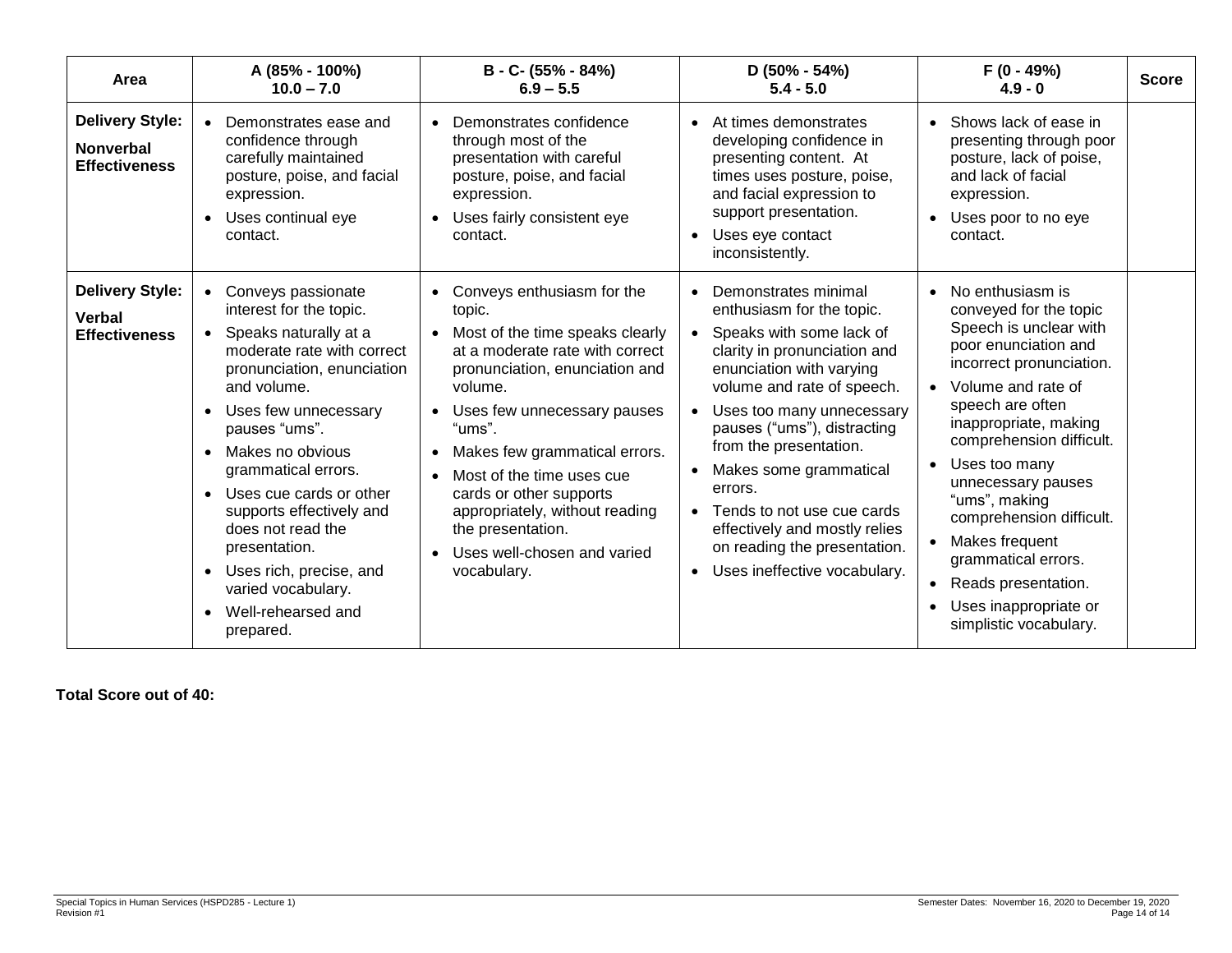| Area | A (85% - 100%) 10.0 – 7.0 | B - C- (55% - 84%) 6.9 – 5.5 | D (50% - 54%) 5.4 - 5.0 | F (0 - 49%) 4.9 - 0 | Score |
|---|---|---|---|---|---|
| **Delivery Style: Nonverbal Effectiveness** | • Demonstrates ease and confidence through carefully maintained posture, poise, and facial expression.<br>• Uses continual eye contact. | • Demonstrates confidence through most of the presentation with careful posture, poise, and facial expression.<br>• Uses fairly consistent eye contact. | • At times demonstrates developing confidence in presenting content. At times uses posture, poise, and facial expression to support presentation.<br>• Uses eye contact inconsistently. | • Shows lack of ease in presenting through poor posture, lack of poise, and lack of facial expression.<br>• Uses poor to no eye contact. | |
| **Delivery Style: Verbal Effectiveness** | • Conveys passionate interest for the topic.<br>• Speaks naturally at a moderate rate with correct pronunciation, enunciation and volume.<br>• Uses few unnecessary pauses "ums".<br>• Makes no obvious grammatical errors.<br>• Uses cue cards or other supports effectively and does not read the presentation.<br>• Uses rich, precise, and varied vocabulary.<br>• Well-rehearsed and prepared. | • Conveys enthusiasm for the topic.<br>• Most of the time speaks clearly at a moderate rate with correct pronunciation, enunciation and volume.<br>• Uses few unnecessary pauses "ums".<br>• Makes few grammatical errors.<br>• Most of the time uses cue cards or other supports appropriately, without reading the presentation.<br>• Uses well-chosen and varied vocabulary. | • Demonstrates minimal enthusiasm for the topic.<br>• Speaks with some lack of clarity in pronunciation and enunciation with varying volume and rate of speech.<br>• Uses too many unnecessary pauses ("ums"), distracting from the presentation.<br>• Makes some grammatical errors.<br>• Tends to not use cue cards effectively and mostly relies on reading the presentation.<br>• Uses ineffective vocabulary. | • No enthusiasm is conveyed for the topic Speech is unclear with poor enunciation and incorrect pronunciation.<br>• Volume and rate of speech are often inappropriate, making comprehension difficult.<br>• Uses too many unnecessary pauses "ums", making comprehension difficult.<br>• Makes frequent grammatical errors.<br>• Reads presentation.<br>• Uses inappropriate or simplistic vocabulary. | |

**Total Score out of 40:**